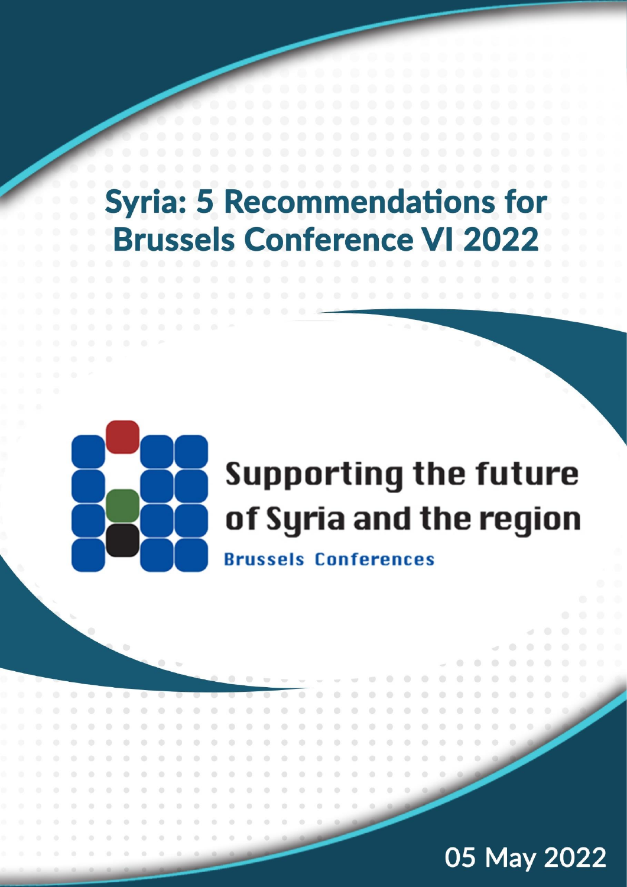# Syria: 5 Recommendations for Brussels Conference VI 2022

Supporting the future of Syria and the region

Brussels Conferences

05 May 2022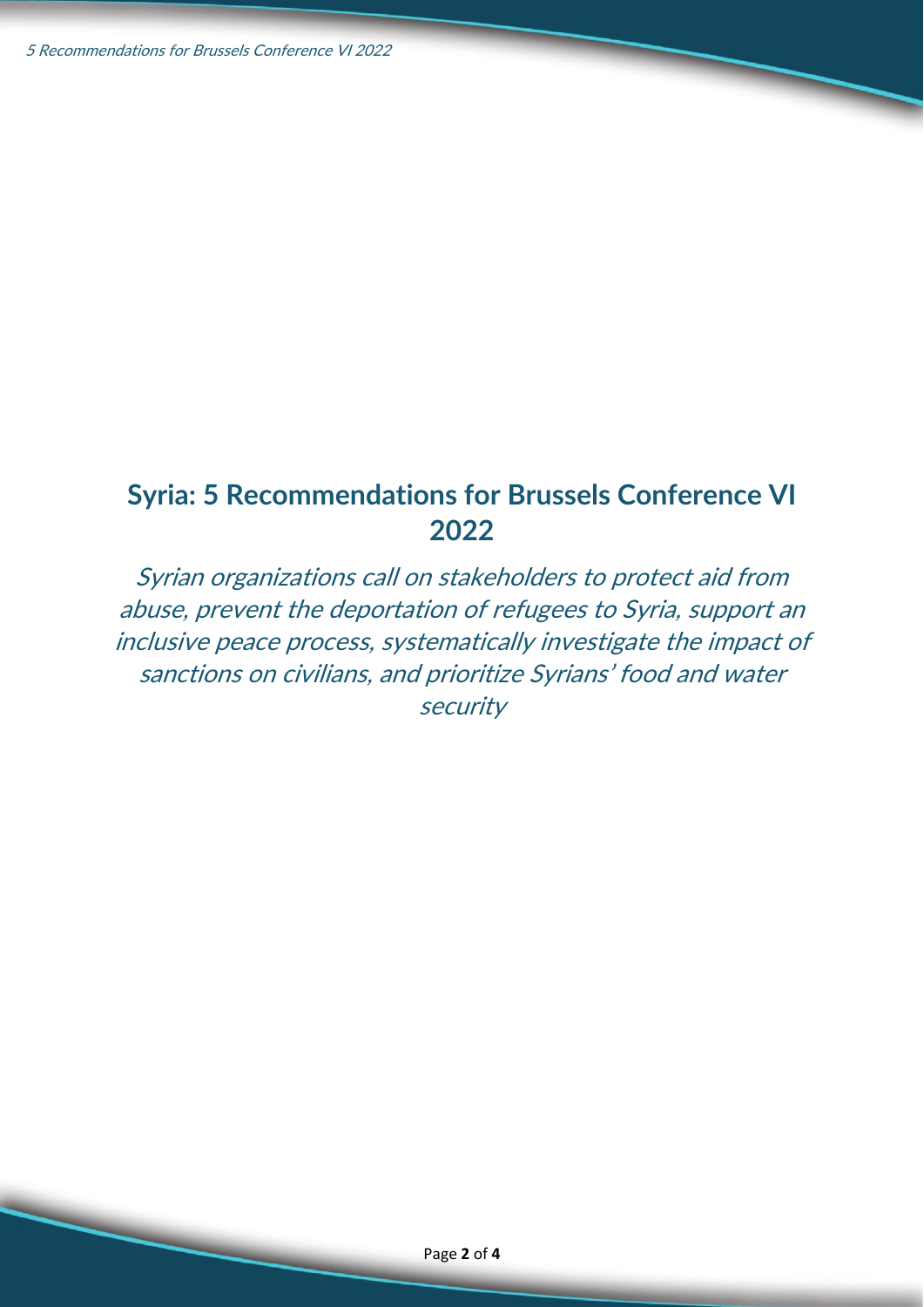# Syria: 5 Recommendations for Brussels Conference VI 2022

*Syrian organizations call on stakeholders to protect aid from abuse, prevent the deportation of refugees to Syria, support an inclusive peace process, systematically investigate the impact of sanctions on civilians, and prioritize Syrians' food and water security*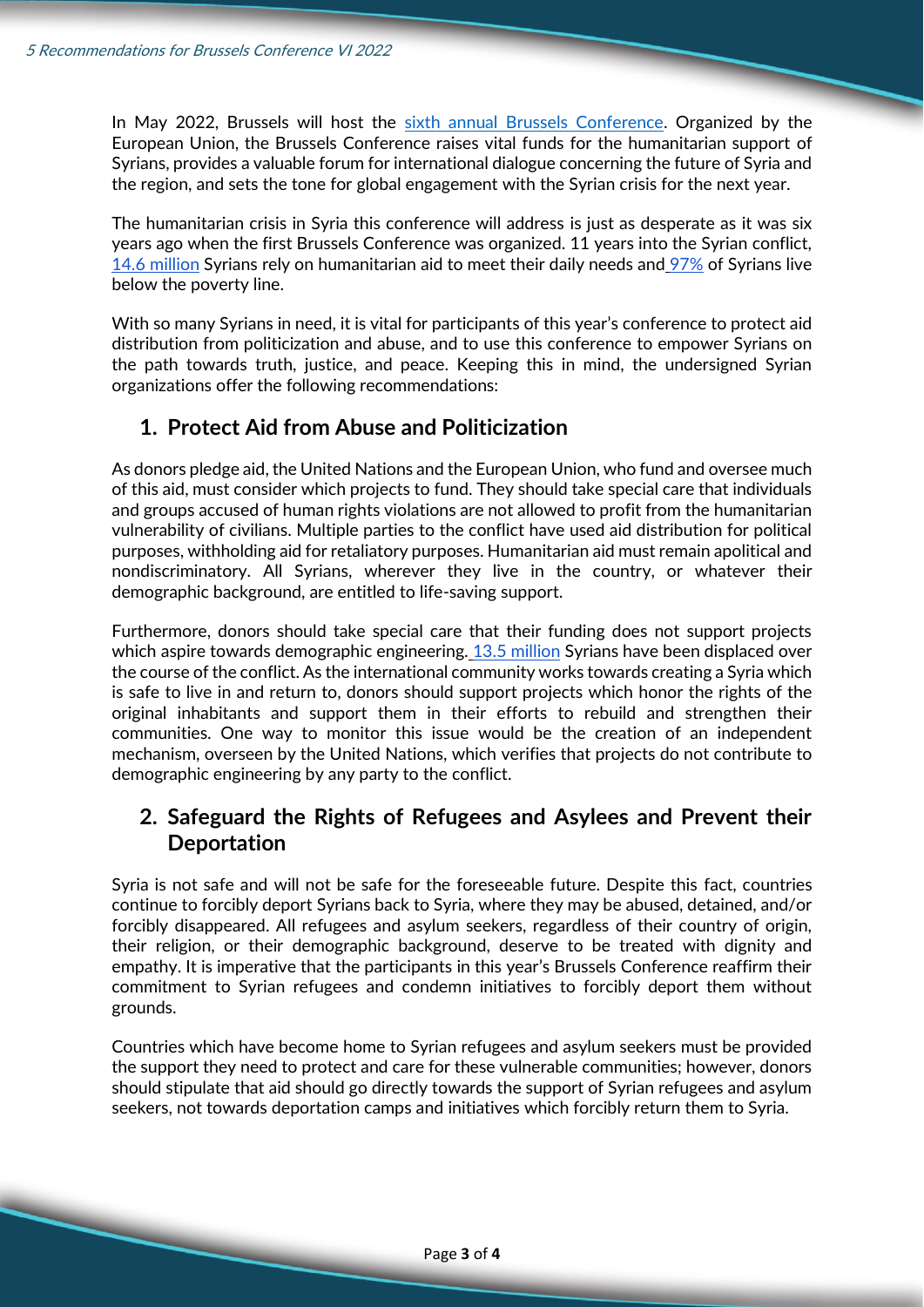In May 2022, Brussels will host the sixth annual Brussels Conference. Organized by the European Union, the Brussels Conference raises vital funds for the humanitarian support of Syrians, provides a valuable forum for international dialogue concerning the future of Syria and the region, and sets the tone for global engagement with the Syrian crisis for the next year.

The humanitarian crisis in Syria this conference will address is just as desperate as it was six years ago when the first Brussels Conference was organized. 11 years into the Syrian conflict, 14.6 million Syrians rely on humanitarian aid to meet their daily needs and 97% of Syrians live below the poverty line.

With so many Syrians in need, it is vital for participants of this year's conference to protect aid distribution from politicization and abuse, and to use this conference to empower Syrians on the path towards truth, justice, and peace. Keeping this in mind, the undersigned Syrian organizations offer the following recommendations:

## 1. Protect Aid from Abuse and Politicization

As donors pledge aid, the United Nations and the European Union, who fund and oversee much of this aid, must consider which projects to fund. They should take special care that individuals and groups accused of human rights violations are not allowed to profit from the humanitarian vulnerability of civilians. Multiple parties to the conflict have used aid distribution for political purposes, withholding aid for retaliatory purposes. Humanitarian aid must remain apolitical and nondiscriminatory. All Syrians, wherever they live in the country, or whatever their demographic background, are entitled to life-saving support.

Furthermore, donors should take special care that their funding does not support projects which aspire towards demographic engineering. 13.5 million Syrians have been displaced over the course of the conflict. As the international community works towards creating a Syria which is safe to live in and return to, donors should support projects which honor the rights of the original inhabitants and support them in their efforts to rebuild and strengthen their communities. One way to monitor this issue would be the creation of an independent mechanism, overseen by the United Nations, which verifies that projects do not contribute to demographic engineering by any party to the conflict.

## 2. Safeguard the Rights of Refugees and Asylees and Prevent their Deportation

Syria is not safe and will not be safe for the foreseeable future. Despite this fact, countries continue to forcibly deport Syrians back to Syria, where they may be abused, detained, and/or forcibly disappeared. All refugees and asylum seekers, regardless of their country of origin, their religion, or their demographic background, deserve to be treated with dignity and empathy. It is imperative that the participants in this year's Brussels Conference reaffirm their commitment to Syrian refugees and condemn initiatives to forcibly deport them without grounds.

Countries which have become home to Syrian refugees and asylum seekers must be provided the support they need to protect and care for these vulnerable communities; however, donors should stipulate that aid should go directly towards the support of Syrian refugees and asylum seekers, not towards deportation camps and initiatives which forcibly return them to Syria.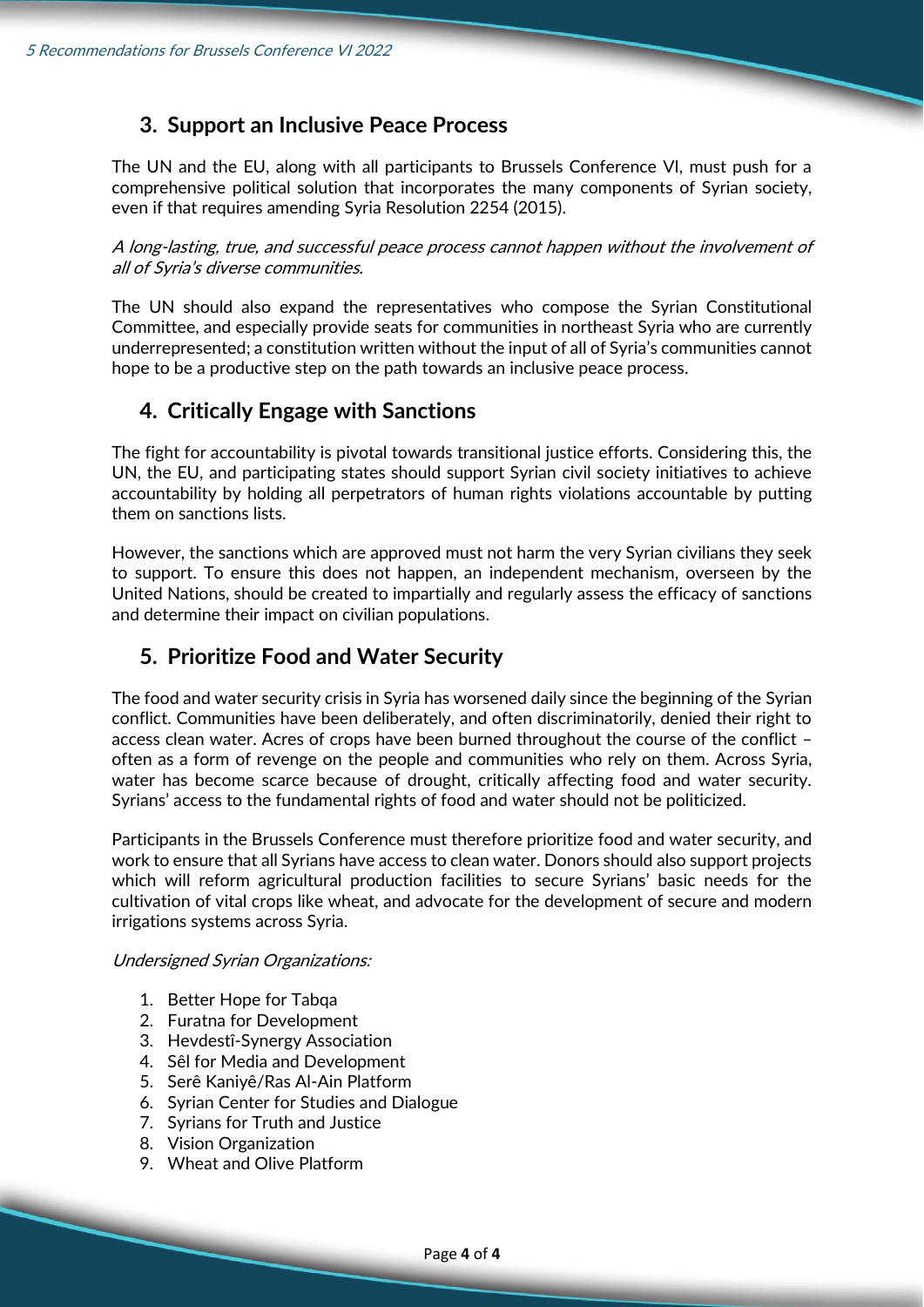## 3. Support an Inclusive Peace Process

The UN and the EU, along with all participants to Brussels Conference VI, must push for a comprehensive political solution that incorporates the many components of Syrian society, even if that requires amending Syria Resolution 2254 (2015).

*A long-lasting, true, and successful peace process cannot happen without the involvement of all of Syria's diverse communities.*

The UN should also expand the representatives who compose the Syrian Constitutional Committee, and especially provide seats for communities in northeast Syria who are currently underrepresented; a constitution written without the input of all of Syria's communities cannot hope to be a productive step on the path towards an inclusive peace process.

## 4. Critically Engage with Sanctions

The fight for accountability is pivotal towards transitional justice efforts. Considering this, the UN, the EU, and participating states should support Syrian civil society initiatives to achieve accountability by holding all perpetrators of human rights violations accountable by putting them on sanctions lists.

However, the sanctions which are approved must not harm the very Syrian civilians they seek to support. To ensure this does not happen, an independent mechanism, overseen by the United Nations, should be created to impartially and regularly assess the efficacy of sanctions and determine their impact on civilian populations.

## 5. Prioritize Food and Water Security

The food and water security crisis in Syria has worsened daily since the beginning of the Syrian conflict. Communities have been deliberately, and often discriminatorily, denied their right to access clean water. Acres of crops have been burned throughout the course of the conflict – often as a form of revenge on the people and communities who rely on them. Across Syria, water has become scarce because of drought, critically affecting food and water security. Syrians' access to the fundamental rights of food and water should not be politicized.

Participants in the Brussels Conference must therefore prioritize food and water security, and work to ensure that all Syrians have access to clean water. Donors should also support projects which will reform agricultural production facilities to secure Syrians' basic needs for the cultivation of vital crops like wheat, and advocate for the development of secure and modern irrigations systems across Syria.

*Undersigned Syrian Organizations:*

1. Better Hope for Tabqa
2. Furatna for Development
3. Hevdestî-Synergy Association
4. Sêl for Media and Development
5. Serê Kaniyê/Ras Al-Ain Platform
6. Syrian Center for Studies and Dialogue
7. Syrians for Truth and Justice
8. Vision Organization
9. Wheat and Olive Platform